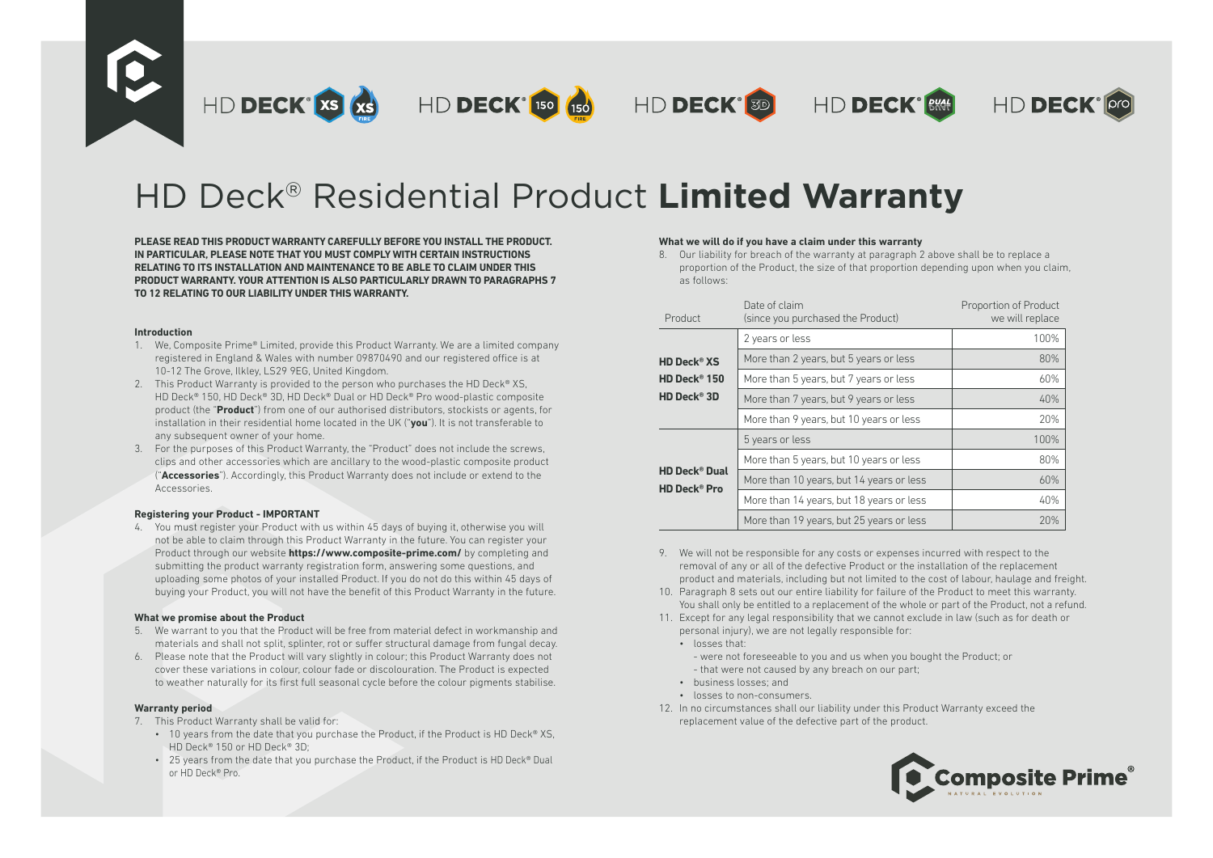HD DECK® XS  HD DECK® 150  HD DECK® 3D  HD DECK® DUAL  HD DECK® pro

# HD Deck® Residential Product **Limited Warranty**

**PLEASE READ THIS PRODUCT WARRANTY CAREFULLY BEFORE YOU INSTALL THE PRODUCT. IN PARTICULAR, PLEASE NOTE THAT YOU MUST COMPLY WITH CERTAIN INSTRUCTIONS RELATING TO ITS INSTALLATION AND MAINTENANCE TO BE ABLE TO CLAIM UNDER THIS PRODUCT WARRANTY. YOUR ATTENTION IS ALSO PARTICULARLY DRAWN TO PARAGRAPHS 7 TO 12 RELATING TO OUR LIABILITY UNDER THIS WARRANTY.**

### Introduction

1. We, Composite Prime® Limited, provide this Product Warranty. We are a limited company registered in England & Wales with number 09870490 and our registered office is at 10-12 The Grove, Ilkley, LS29 9EG, United Kingdom.
2. This Product Warranty is provided to the person who purchases the HD Deck® XS, HD Deck® 150, HD Deck® 3D, HD Deck® Dual or HD Deck® Pro wood-plastic composite product (the "**Product**") from one of our authorised distributors, stockists or agents, for installation in their residential home located in the UK ("**you**"). It is not transferable to any subsequent owner of your home.
3. For the purposes of this Product Warranty, the "Product" does not include the screws, clips and other accessories which are ancillary to the wood-plastic composite product ("**Accessories**"). Accordingly, this Product Warranty does not include or extend to the Accessories.

### Registering your Product - IMPORTANT

4. You must register your Product with us within 45 days of buying it, otherwise you will not be able to claim through this Product Warranty in the future. You can register your Product through our website **https://www.composite-prime.com/** by completing and submitting the product warranty registration form, answering some questions, and uploading some photos of your installed Product. If you do not do this within 45 days of buying your Product, you will not have the benefit of this Product Warranty in the future.

### What we promise about the Product

5. We warrant to you that the Product will be free from material defect in workmanship and materials and shall not split, splinter, rot or suffer structural damage from fungal decay.
6. Please note that the Product will vary slightly in colour; this Product Warranty does not cover these variations in colour, colour fade or discolouration. The Product is expected to weather naturally for its first full seasonal cycle before the colour pigments stabilise.

### Warranty period

7. This Product Warranty shall be valid for:
   - 10 years from the date that you purchase the Product, if the Product is HD Deck® XS, HD Deck® 150 or HD Deck® 3D;
   - 25 years from the date that you purchase the Product, if the Product is HD Deck® Dual or HD Deck® Pro.

### What we will do if you have a claim under this warranty

8. Our liability for breach of the warranty at paragraph 2 above shall be to replace a proportion of the Product, the size of that proportion depending upon when you claim, as follows:

| Product | Date of claim (since you purchased the Product) | Proportion of Product we will replace |
|---|---|---|
| **HD Deck® XS**<br>**HD Deck® 150**<br>**HD Deck® 3D** | 2 years or less | 100% |
| | More than 2 years, but 5 years or less | 80% |
| | More than 5 years, but 7 years or less | 60% |
| | More than 7 years, but 9 years or less | 40% |
| | More than 9 years, but 10 years or less | 20% |
| **HD Deck® Dual**<br>**HD Deck® Pro** | 5 years or less | 100% |
| | More than 5 years, but 10 years or less | 80% |
| | More than 10 years, but 14 years or less | 60% |
| | More than 14 years, but 18 years or less | 40% |
| | More than 19 years, but 25 years or less | 20% |

9. We will not be responsible for any costs or expenses incurred with respect to the removal of any or all of the defective Product or the installation of the replacement product and materials, including but not limited to the cost of labour, haulage and freight.
10. Paragraph 8 sets out our entire liability for failure of the Product to meet this warranty. You shall only be entitled to a replacement of the whole or part of the Product, not a refund.
11. Except for any legal responsibility that we cannot exclude in law (such as for death or personal injury), we are not legally responsible for:
    - losses that:
      - were not foreseeable to you and us when you bought the Product; or
      - that were not caused by any breach on our part;
    - business losses; and
    - losses to non-consumers.
12. In no circumstances shall our liability under this Product Warranty exceed the replacement value of the defective part of the product.

Composite Prime®
NATURAL EVOLUTION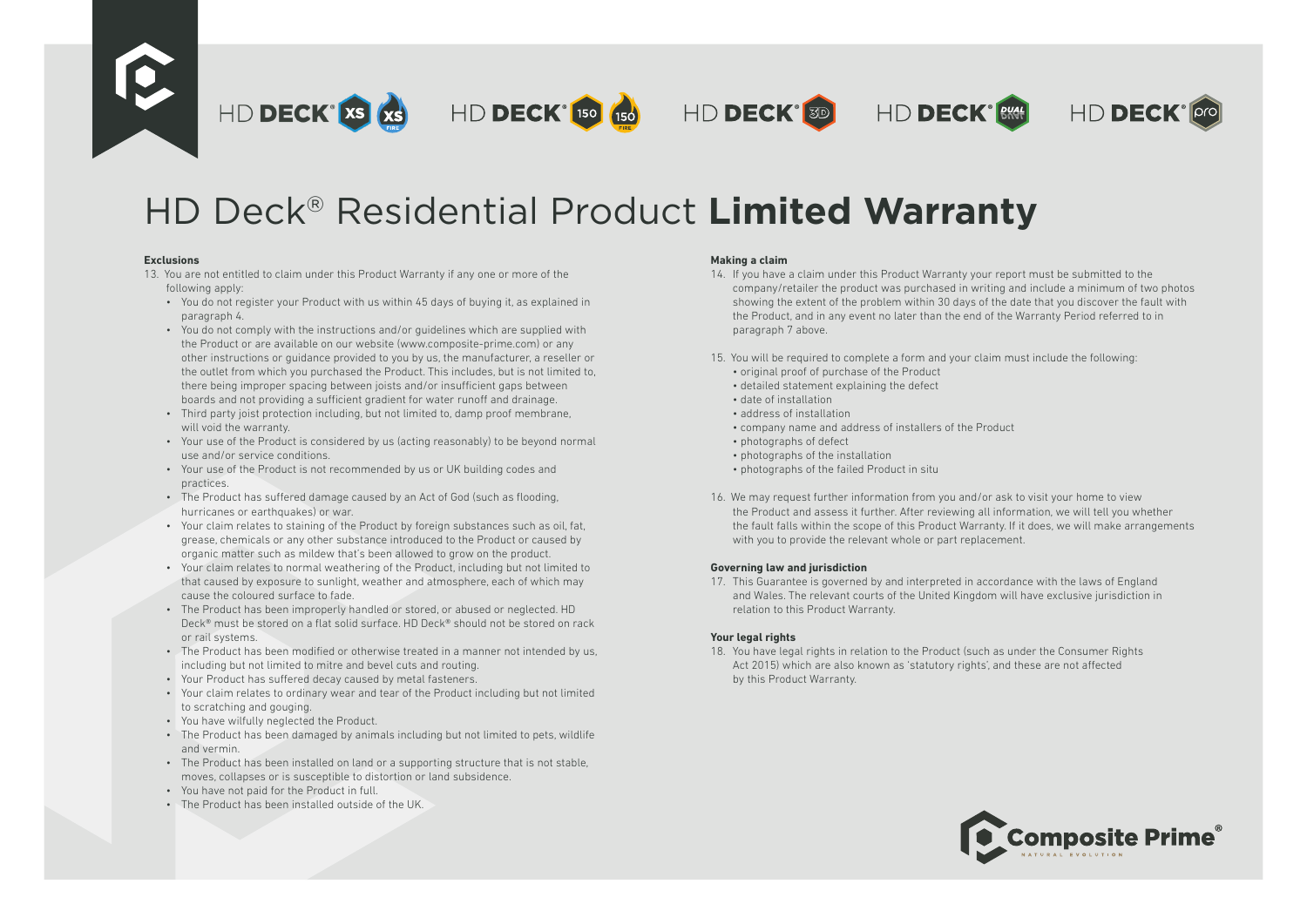HD DECK® XS XS FIRE HD DECK® 150 150 FIRE HD DECK® 3D HD DECK® DUAL HD DECK® pro

# HD Deck® Residential Product **Limited Warranty**

**Exclusions**

13. You are not entitled to claim under this Product Warranty if any one or more of the following apply:
    - You do not register your Product with us within 45 days of buying it, as explained in paragraph 4.
    - You do not comply with the instructions and/or guidelines which are supplied with the Product or are available on our website (www.composite-prime.com) or any other instructions or guidance provided to you by us, the manufacturer, a reseller or the outlet from which you purchased the Product. This includes, but is not limited to, there being improper spacing between joists and/or insufficient gaps between boards and not providing a sufficient gradient for water runoff and drainage.
    - Third party joist protection including, but not limited to, damp proof membrane, will void the warranty.
    - Your use of the Product is considered by us (acting reasonably) to be beyond normal use and/or service conditions.
    - Your use of the Product is not recommended by us or UK building codes and practices.
    - The Product has suffered damage caused by an Act of God (such as flooding, hurricanes or earthquakes) or war.
    - Your claim relates to staining of the Product by foreign substances such as oil, fat, grease, chemicals or any other substance introduced to the Product or caused by organic matter such as mildew that's been allowed to grow on the product.
    - Your claim relates to normal weathering of the Product, including but not limited to that caused by exposure to sunlight, weather and atmosphere, each of which may cause the coloured surface to fade.
    - The Product has been improperly handled or stored, or abused or neglected. HD Deck® must be stored on a flat solid surface. HD Deck® should not be stored on rack or rail systems.
    - The Product has been modified or otherwise treated in a manner not intended by us, including but not limited to mitre and bevel cuts and routing.
    - Your Product has suffered decay caused by metal fasteners.
    - Your claim relates to ordinary wear and tear of the Product including but not limited to scratching and gouging.
    - You have wilfully neglected the Product.
    - The Product has been damaged by animals including but not limited to pets, wildlife and vermin.
    - The Product has been installed on land or a supporting structure that is not stable, moves, collapses or is susceptible to distortion or land subsidence.
    - You have not paid for the Product in full.
    - The Product has been installed outside of the UK.

**Making a claim**

14. If you have a claim under this Product Warranty your report must be submitted to the company/retailer the product was purchased in writing and include a minimum of two photos showing the extent of the problem within 30 days of the date that you discover the fault with the Product, and in any event no later than the end of the Warranty Period referred to in paragraph 7 above.

15. You will be required to complete a form and your claim must include the following:
    - original proof of purchase of the Product
    - detailed statement explaining the defect
    - date of installation
    - address of installation
    - company name and address of installers of the Product
    - photographs of defect
    - photographs of the installation
    - photographs of the failed Product in situ

16. We may request further information from you and/or ask to visit your home to view the Product and assess it further. After reviewing all information, we will tell you whether the fault falls within the scope of this Product Warranty. If it does, we will make arrangements with you to provide the relevant whole or part replacement.

**Governing law and jurisdiction**

17. This Guarantee is governed by and interpreted in accordance with the laws of England and Wales. The relevant courts of the United Kingdom will have exclusive jurisdiction in relation to this Product Warranty.

**Your legal rights**

18. You have legal rights in relation to the Product (such as under the Consumer Rights Act 2015) which are also known as 'statutory rights', and these are not affected by this Product Warranty.

Composite Prime®
NATURAL EVOLUTION